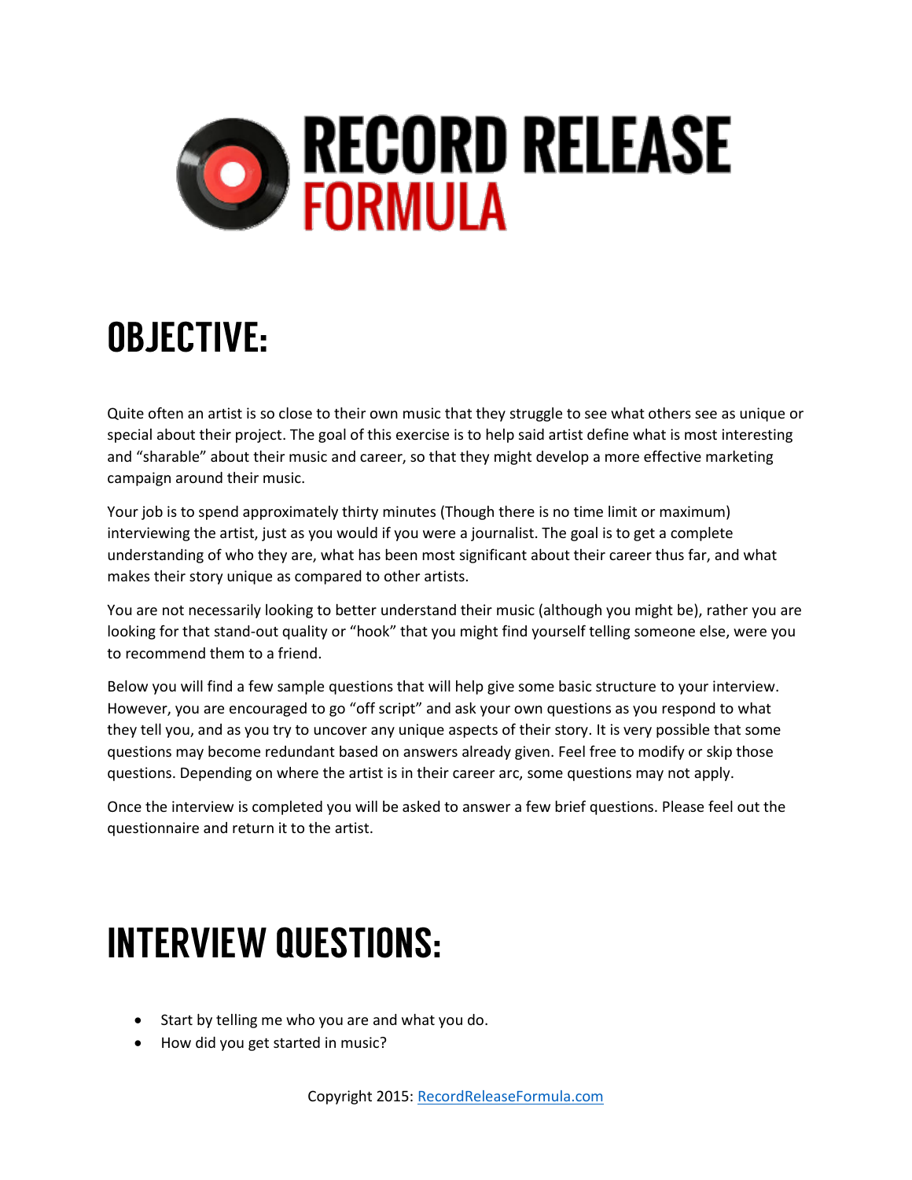# RECORD RELEASE FORMULA

## OBJECTIVE:

Quite often an artist is so close to their own music that they struggle to see what others see as unique or special about their project. The goal of this exercise is to help said artist define what is most interesting and "sharable" about their music and career, so that they might develop a more effective marketing campaign around their music.

Your job is to spend approximately thirty minutes (Though there is no time limit or maximum) interviewing the artist, just as you would if you were a journalist. The goal is to get a complete understanding of who they are, what has been most significant about their career thus far, and what makes their story unique as compared to other artists.

You are not necessarily looking to better understand their music (although you might be), rather you are looking for that stand-out quality or "hook" that you might find yourself telling someone else, were you to recommend them to a friend.

Below you will find a few sample questions that will help give some basic structure to your interview. However, you are encouraged to go "off script" and ask your own questions as you respond to what they tell you, and as you try to uncover any unique aspects of their story. It is very possible that some questions may become redundant based on answers already given. Feel free to modify or skip those questions. Depending on where the artist is in their career arc, some questions may not apply.

Once the interview is completed you will be asked to answer a few brief questions. Please feel out the questionnaire and return it to the artist.

## INTERVIEW QUESTIONS:

- Start by telling me who you are and what you do.
- How did you get started in music?

Copyright 2015: RecordReleaseFormula.com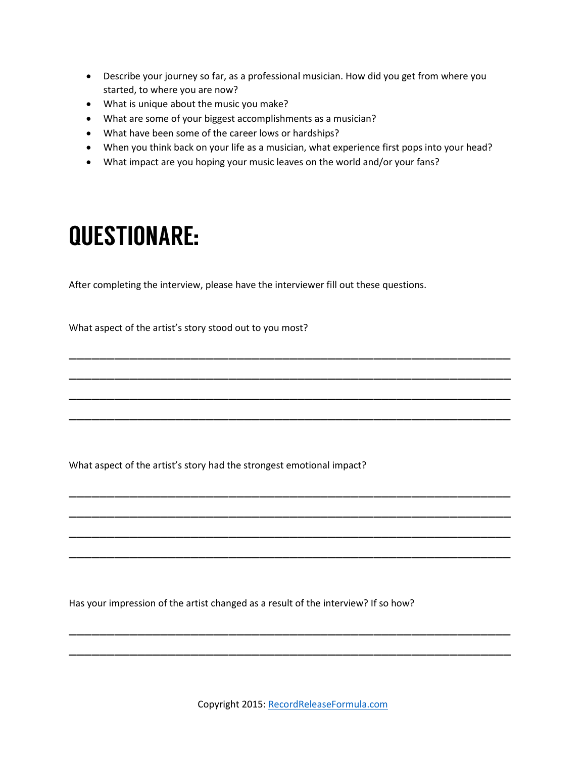- Describe your journey so far, as a professional musician. How did you get from where you started, to where you are now?
- What is unique about the music you make?
- What are some of your biggest accomplishments as a musician?
- What have been some of the career lows or hardships?
- When you think back on your life as a musician, what experience first pops into your head?
- What impact are you hoping your music leaves on the world and/or your fans?

# QUESTIONARE:

After completing the interview, please have the interviewer fill out these questions.

What aspect of the artist's story stood out to you most?

\_\_\_\_\_\_\_\_\_\_\_\_\_\_\_\_\_\_\_\_\_\_\_\_\_\_\_\_\_\_\_\_\_\_\_\_\_\_\_\_\_\_\_\_\_\_\_\_\_\_\_\_\_\_\_\_\_\_\_\_\_\_\_\_\_\_\_\_\_\_\_\_\_\_\_\_

\_\_\_\_\_\_\_\_\_\_\_\_\_\_\_\_\_\_\_\_\_\_\_\_\_\_\_\_\_\_\_\_\_\_\_\_\_\_\_\_\_\_\_\_\_\_\_\_\_\_\_\_\_\_\_\_\_\_\_\_\_\_\_\_\_\_\_\_\_\_\_\_\_\_\_\_

\_\_\_\_\_\_\_\_\_\_\_\_\_\_\_\_\_\_\_\_\_\_\_\_\_\_\_\_\_\_\_\_\_\_\_\_\_\_\_\_\_\_\_\_\_\_\_\_\_\_\_\_\_\_\_\_\_\_\_\_\_\_\_\_\_\_\_\_\_\_\_\_\_\_\_\_

\_\_\_\_\_\_\_\_\_\_\_\_\_\_\_\_\_\_\_\_\_\_\_\_\_\_\_\_\_\_\_\_\_\_\_\_\_\_\_\_\_\_\_\_\_\_\_\_\_\_\_\_\_\_\_\_\_\_\_\_\_\_\_\_\_\_\_\_\_\_\_\_\_\_\_\_

What aspect of the artist's story had the strongest emotional impact?

\_\_\_\_\_\_\_\_\_\_\_\_\_\_\_\_\_\_\_\_\_\_\_\_\_\_\_\_\_\_\_\_\_\_\_\_\_\_\_\_\_\_\_\_\_\_\_\_\_\_\_\_\_\_\_\_\_\_\_\_\_\_\_\_\_\_\_\_\_\_\_\_\_\_\_\_

\_\_\_\_\_\_\_\_\_\_\_\_\_\_\_\_\_\_\_\_\_\_\_\_\_\_\_\_\_\_\_\_\_\_\_\_\_\_\_\_\_\_\_\_\_\_\_\_\_\_\_\_\_\_\_\_\_\_\_\_\_\_\_\_\_\_\_\_\_\_\_\_\_\_\_\_

\_\_\_\_\_\_\_\_\_\_\_\_\_\_\_\_\_\_\_\_\_\_\_\_\_\_\_\_\_\_\_\_\_\_\_\_\_\_\_\_\_\_\_\_\_\_\_\_\_\_\_\_\_\_\_\_\_\_\_\_\_\_\_\_\_\_\_\_\_\_\_\_\_\_\_\_

\_\_\_\_\_\_\_\_\_\_\_\_\_\_\_\_\_\_\_\_\_\_\_\_\_\_\_\_\_\_\_\_\_\_\_\_\_\_\_\_\_\_\_\_\_\_\_\_\_\_\_\_\_\_\_\_\_\_\_\_\_\_\_\_\_\_\_\_\_\_\_\_\_\_\_\_

Has your impression of the artist changed as a result of the interview? If so how?

\_\_\_\_\_\_\_\_\_\_\_\_\_\_\_\_\_\_\_\_\_\_\_\_\_\_\_\_\_\_\_\_\_\_\_\_\_\_\_\_\_\_\_\_\_\_\_\_\_\_\_\_\_\_\_\_\_\_\_\_\_\_\_\_\_\_\_\_\_\_\_\_\_\_\_\_

\_\_\_\_\_\_\_\_\_\_\_\_\_\_\_\_\_\_\_\_\_\_\_\_\_\_\_\_\_\_\_\_\_\_\_\_\_\_\_\_\_\_\_\_\_\_\_\_\_\_\_\_\_\_\_\_\_\_\_\_\_\_\_\_\_\_\_\_\_\_\_\_\_\_\_\_

Copyright 2015: [RecordReleaseFormula.com](RecordReleaseFormula.com)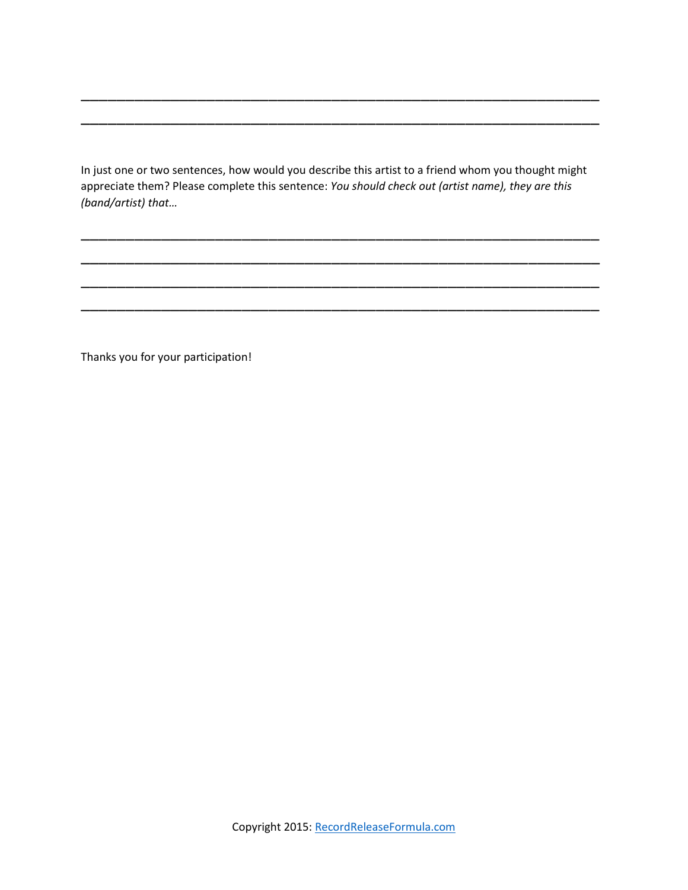\_\_\_\_\_\_\_\_\_\_\_\_\_\_\_\_\_\_\_\_\_\_\_\_\_\_\_\_\_\_\_\_\_\_\_\_\_\_\_\_\_\_\_\_\_\_\_\_\_\_\_\_\_\_\_\_\_\_\_\_\_\_\_\_\_\_\_\_\_\_\_\_\_\_\_\_\_\_

\_\_\_\_\_\_\_\_\_\_\_\_\_\_\_\_\_\_\_\_\_\_\_\_\_\_\_\_\_\_\_\_\_\_\_\_\_\_\_\_\_\_\_\_\_\_\_\_\_\_\_\_\_\_\_\_\_\_\_\_\_\_\_\_\_\_\_\_\_\_\_\_\_\_\_\_\_\_

In just one or two sentences, how would you describe this artist to a friend whom you thought might appreciate them? Please complete this sentence: *You should check out (artist name), they are this (band/artist) that…*

\_\_\_\_\_\_\_\_\_\_\_\_\_\_\_\_\_\_\_\_\_\_\_\_\_\_\_\_\_\_\_\_\_\_\_\_\_\_\_\_\_\_\_\_\_\_\_\_\_\_\_\_\_\_\_\_\_\_\_\_\_\_\_\_\_\_\_\_\_\_\_\_\_\_\_\_\_\_

\_\_\_\_\_\_\_\_\_\_\_\_\_\_\_\_\_\_\_\_\_\_\_\_\_\_\_\_\_\_\_\_\_\_\_\_\_\_\_\_\_\_\_\_\_\_\_\_\_\_\_\_\_\_\_\_\_\_\_\_\_\_\_\_\_\_\_\_\_\_\_\_\_\_\_\_\_\_

\_\_\_\_\_\_\_\_\_\_\_\_\_\_\_\_\_\_\_\_\_\_\_\_\_\_\_\_\_\_\_\_\_\_\_\_\_\_\_\_\_\_\_\_\_\_\_\_\_\_\_\_\_\_\_\_\_\_\_\_\_\_\_\_\_\_\_\_\_\_\_\_\_\_\_\_\_\_

\_\_\_\_\_\_\_\_\_\_\_\_\_\_\_\_\_\_\_\_\_\_\_\_\_\_\_\_\_\_\_\_\_\_\_\_\_\_\_\_\_\_\_\_\_\_\_\_\_\_\_\_\_\_\_\_\_\_\_\_\_\_\_\_\_\_\_\_\_\_\_\_\_\_\_\_\_\_

Thanks you for your participation!

Copyright 2015: [RecordReleaseFormula.com](http://RecordReleaseFormula.com)